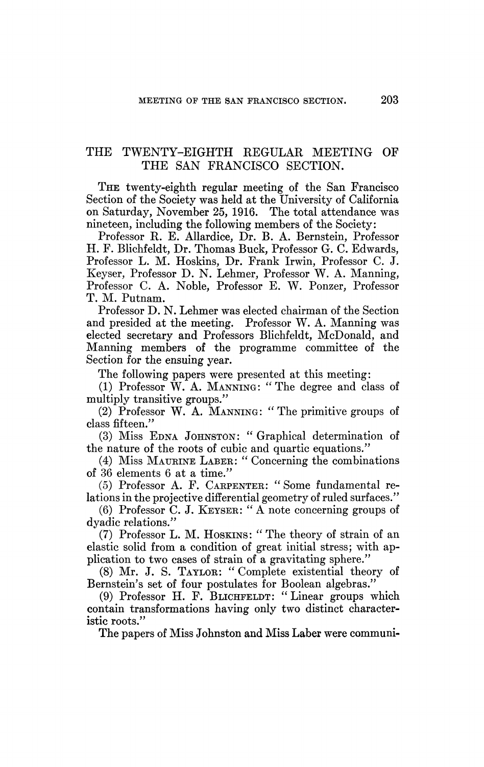# THE TWENTY-EIGHTH REGULAR MEETING OF THE SAN FRANCISCO SECTION.

THE twenty-eighth regular meeting of the San Francisco Section of the Society was held at the University of California on Saturday, November 25, 1916. The total attendance was nineteen, including the following members of the Society:

Professor R. E. Allardice, Dr. B. A. Bernstein, Professor H. F. Blichfeldt, Dr. Thomas Buck, Professor G. C. Edwards, Professor L. M. Hoskins, Dr. Frank Irwin, Professor C. J. Keyser, Professor D. N. Lehmer, Professor W. A. Manning, Professor C. A. Noble, Professor E. W. Ponzer, Professor T. M. Putnam.

Professor D. N. Lehmer was elected chairman of the Section and presided at the meeting. Professor W. A. Manning was elected secretary and Professors Blichfeldt, McDonald, and Manning members of the programme committee of the Section for the ensuing year.

The following papers were presented at this meeting:

(1) Professor W. A. MANNING: "The degree and class of multiply transitive groups."

(2) Professor W. A. MANNING: "The primitive groups of class fifteen."

(3) Miss EDNA JOHNSTON: "Graphical determination of the nature of the roots of cubic and quartic equations."

(4) Miss MAURINE LABER: "Concerning the combinations of 36 elements 6 at a time."

(5) Professor A. F. CARPENTER: "Some fundamental relations in the projective differential geometry of ruled surfaces."

(6) Professor C. J. KEYSER: "A note concerning groups of dyadic relations."

(7) Professor L. M. HOSKINS: "The theory of strain of an elastic solid from a condition of great initial stress; with application to two cases of strain of a gravitating sphere."

(8) Mr. J. S. TAYLOR: "Complete existential theory of Bernstein's set of four postulates for Boolean algebras."

(9) Professor H. F. BLICHFELDT: "Linear groups which contain transformations having only two distinct characteristic roots."

The papers of Miss Johnston and Miss Laber were communi-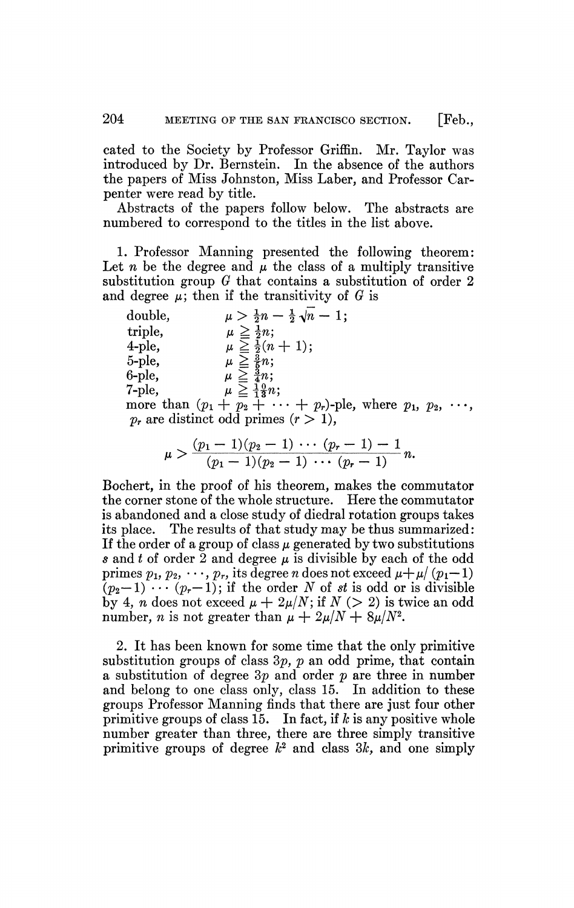cated to the Society by Professor Griffin. Mr. Taylor was introduced by Dr. Bernstein. In the absence of the authors the papers of Miss Johnston, Miss Laber, and Professor Carpenter were read by title.

Abstracts of the papers follow below. The abstracts are numbered to correspond to the titles in the list above.

1. Professor Manning presented the following theorem: Let $n$ be the degree and $\mu$ the class of a multiply transitive substitution group $G$ that contains a substitution of order 2 and degree $\mu$; then if the transitivity of $G$ is

double, $\mu > \frac{1}{2}n - \frac{1}{2}\sqrt{n} - 1$;
triple, $\mu \geqq \frac{1}{2}n$;
4-ple, $\mu \geqq \frac{1}{2}(n+1)$;
5-ple, $\mu \geqq \frac{3}{5}n$;
6-ple, $\mu \geqq \frac{3}{4}n$;
7-ple, $\mu \geqq \frac{10}{13}n$;
more than $(p_1 + p_2 + \cdots + p_r)$-ple, where $p_1, p_2, \cdots, p_r$ are distinct odd primes $(r > 1)$,

$$\mu > \frac{(p_1 - 1)(p_2 - 1) \cdots (p_r - 1) - 1}{(p_1 - 1)(p_2 - 1) \cdots (p_r - 1)} n.$$

Bochert, in the proof of his theorem, makes the commutator the corner stone of the whole structure. Here the commutator is abandoned and a close study of diedral rotation groups takes its place. The results of that study may be thus summarized: If the order of a group of class $\mu$ generated by two substitutions $s$ and $t$ of order 2 and degree $\mu$ is divisible by each of the odd primes $p_1, p_2, \cdots, p_r$, its degree $n$ does not exceed $\mu + \mu/(p_1 - 1)(p_2 - 1) \cdots (p_r - 1)$; if the order $N$ of $st$ is odd or is divisible by 4, $n$ does not exceed $\mu + 2\mu/N$; if $N$ $(> 2)$ is twice an odd number, $n$ is not greater than $\mu + 2\mu/N + 8\mu/N^2$.

2. It has been known for some time that the only primitive substitution groups of class $3p$, $p$ an odd prime, that contain a substitution of degree $3p$ and order $p$ are three in number and belong to one class only, class 15. In addition to these groups Professor Manning finds that there are just four other primitive groups of class 15. In fact, if $k$ is any positive whole number greater than three, there are three simply transitive primitive groups of degree $k^2$ and class $3k$, and one simply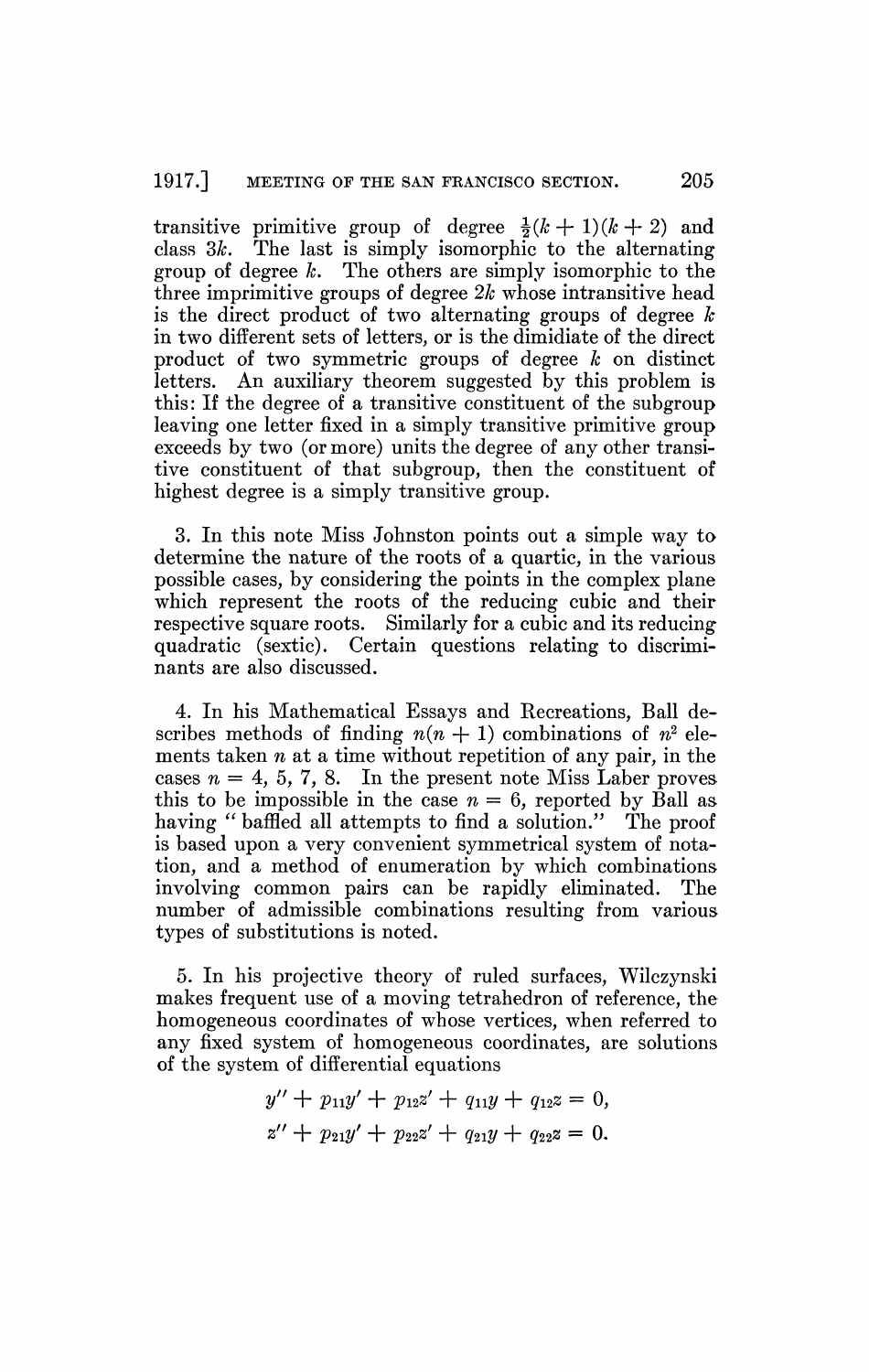transitive primitive group of degree $\frac{1}{2}(k + 1)(k + 2)$ and class $3k$. The last is simply isomorphic to the alternating group of degree $k$. The others are simply isomorphic to the three imprimitive groups of degree $2k$ whose intransitive head is the direct product of two alternating groups of degree $k$ in two different sets of letters, or is the dimidiate of the direct product of two symmetric groups of degree $k$ on distinct letters. An auxiliary theorem suggested by this problem is this: If the degree of a transitive constituent of the subgroup leaving one letter fixed in a simply transitive primitive group exceeds by two (or more) units the degree of any other transitive constituent of that subgroup, then the constituent of highest degree is a simply transitive group.

3. In this note Miss Johnston points out a simple way to determine the nature of the roots of a quartic, in the various possible cases, by considering the points in the complex plane which represent the roots of the reducing cubic and their respective square roots. Similarly for a cubic and its reducing quadratic (sextic). Certain questions relating to discriminants are also discussed.

4. In his Mathematical Essays and Recreations, Ball describes methods of finding $n(n + 1)$ combinations of $n^2$ elements taken $n$ at a time without repetition of any pair, in the cases $n = 4, 5, 7, 8$. In the present note Miss Laber proves this to be impossible in the case $n = 6$, reported by Ball as having "baffled all attempts to find a solution." The proof is based upon a very convenient symmetrical system of notation, and a method of enumeration by which combinations involving common pairs can be rapidly eliminated. The number of admissible combinations resulting from various types of substitutions is noted.

5. In his projective theory of ruled surfaces, Wilczynski makes frequent use of a moving tetrahedron of reference, the homogeneous coordinates of whose vertices, when referred to any fixed system of homogeneous coordinates, are solutions of the system of differential equations

$$y'' + p_{11}y' + p_{12}z' + q_{11}y + q_{12}z = 0,$$
$$z'' + p_{21}y' + p_{22}z' + q_{21}y + q_{22}z = 0.$$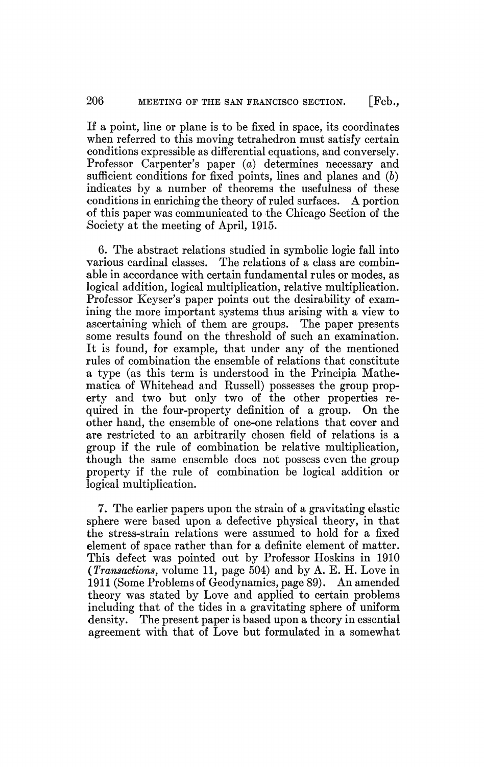If a point, line or plane is to be fixed in space, its coordinates when referred to this moving tetrahedron must satisfy certain conditions expressible as differential equations, and conversely. Professor Carpenter's paper ($a$) determines necessary and sufficient conditions for fixed points, lines and planes and ($b$) indicates by a number of theorems the usefulness of these conditions in enriching the theory of ruled surfaces. A portion of this paper was communicated to the Chicago Section of the Society at the meeting of April, 1915.

6. The abstract relations studied in symbolic logic fall into various cardinal classes. The relations of a class are combinable in accordance with certain fundamental rules or modes, as logical addition, logical multiplication, relative multiplication. Professor Keyser's paper points out the desirability of examining the more important systems thus arising with a view to ascertaining which of them are groups. The paper presents some results found on the threshold of such an examination. It is found, for example, that under any of the mentioned rules of combination the ensemble of relations that constitute a type (as this term is understood in the Principia Mathematica of Whitehead and Russell) possesses the group property and two but only two of the other properties required in the four-property definition of a group. On the other hand, the ensemble of one-one relations that cover and are restricted to an arbitrarily chosen field of relations is a group if the rule of combination be relative multiplication, though the same ensemble does not possess even the group property if the rule of combination be logical addition or logical multiplication.

7. The earlier papers upon the strain of a gravitating elastic sphere were based upon a defective physical theory, in that the stress-strain relations were assumed to hold for a fixed element of space rather than for a definite element of matter. This defect was pointed out by Professor Hoskins in 1910 (*Transactions*, volume 11, page 504) and by A. E. H. Love in 1911 (Some Problems of Geodynamics, page 89). An amended theory was stated by Love and applied to certain problems including that of the tides in a gravitating sphere of uniform density. The present paper is based upon a theory in essential agreement with that of Love but formulated in a somewhat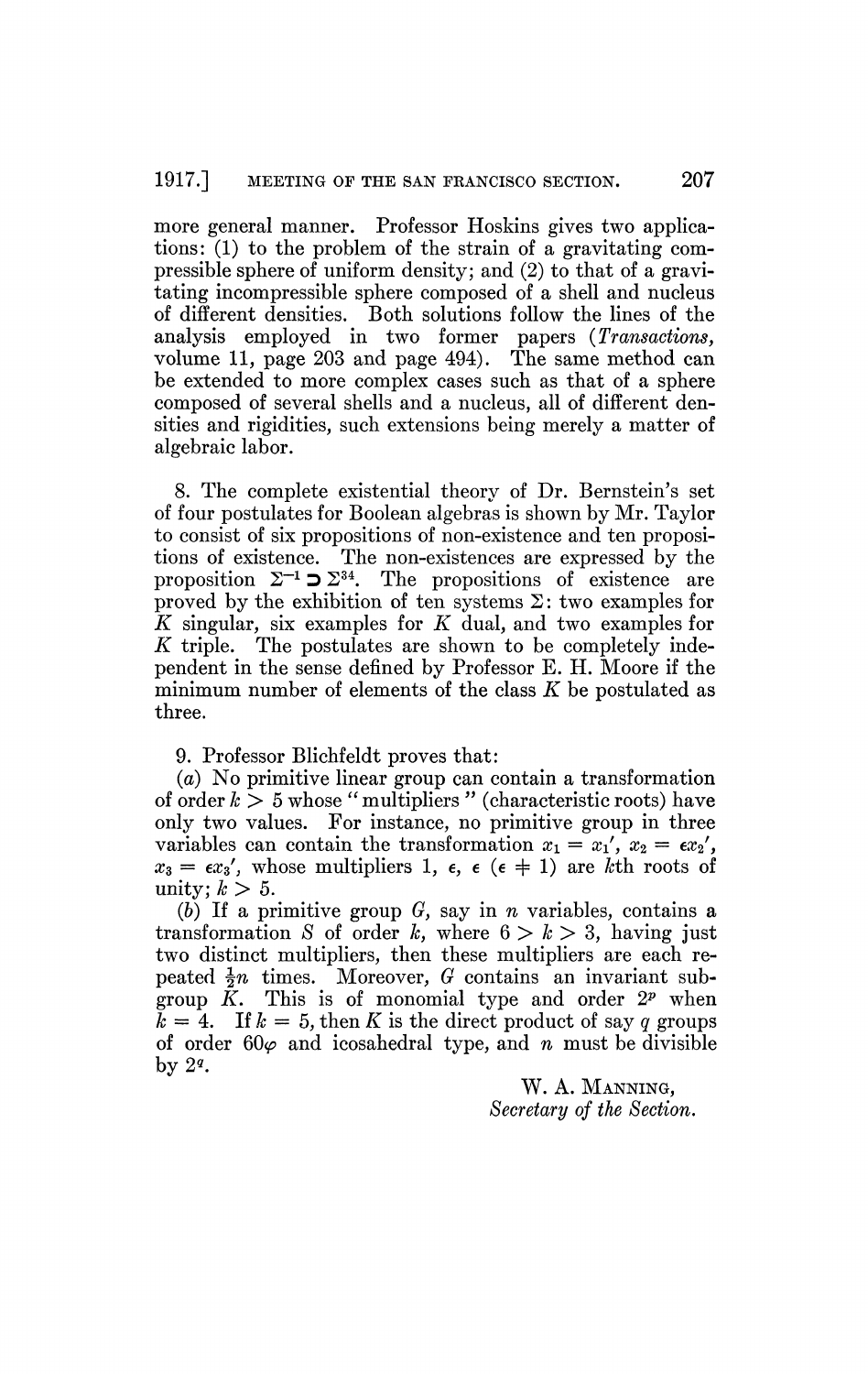more general manner. Professor Hoskins gives two applications: (1) to the problem of the strain of a gravitating compressible sphere of uniform density; and (2) to that of a gravitating incompressible sphere composed of a shell and nucleus of different densities. Both solutions follow the lines of the analysis employed in two former papers (*Transactions*, volume 11, page 203 and page 494). The same method can be extended to more complex cases such as that of a sphere composed of several shells and a nucleus, all of different densities and rigidities, such extensions being merely a matter of algebraic labor.

8. The complete existential theory of Dr. Bernstein's set of four postulates for Boolean algebras is shown by Mr. Taylor to consist of six propositions of non-existence and ten propositions of existence. The non-existences are expressed by the proposition $\Sigma^{-1} \supset \Sigma^{34}$. The propositions of existence are proved by the exhibition of ten systems $\Sigma$: two examples for $K$ singular, six examples for $K$ dual, and two examples for $K$ triple. The postulates are shown to be completely independent in the sense defined by Professor E. H. Moore if the minimum number of elements of the class $K$ be postulated as three.

9. Professor Blichfeldt proves that:

(*a*) No primitive linear group can contain a transformation of order $k > 5$ whose "multipliers" (characteristic roots) have only two values. For instance, no primitive group in three variables can contain the transformation $x_1 = x_1'$, $x_2 = \epsilon x_2'$, $x_3 = \epsilon x_3'$, whose multipliers 1, $\epsilon$, $\epsilon$ ($\epsilon \neq 1$) are $k$th roots of unity; $k > 5$.

(*b*) If a primitive group $G$, say in $n$ variables, contains a transformation $S$ of order $k$, where $6 > k > 3$, having just two distinct multipliers, then these multipliers are each repeated $\frac{1}{2}n$ times. Moreover, $G$ contains an invariant subgroup $K$. This is of monomial type and order $2^p$ when $k = 4$. If $k = 5$, then $K$ is the direct product of say $q$ groups of order $60\varphi$ and icosahedral type, and $n$ must be divisible by $2^q$.

W. A. Manning,
*Secretary of the Section.*